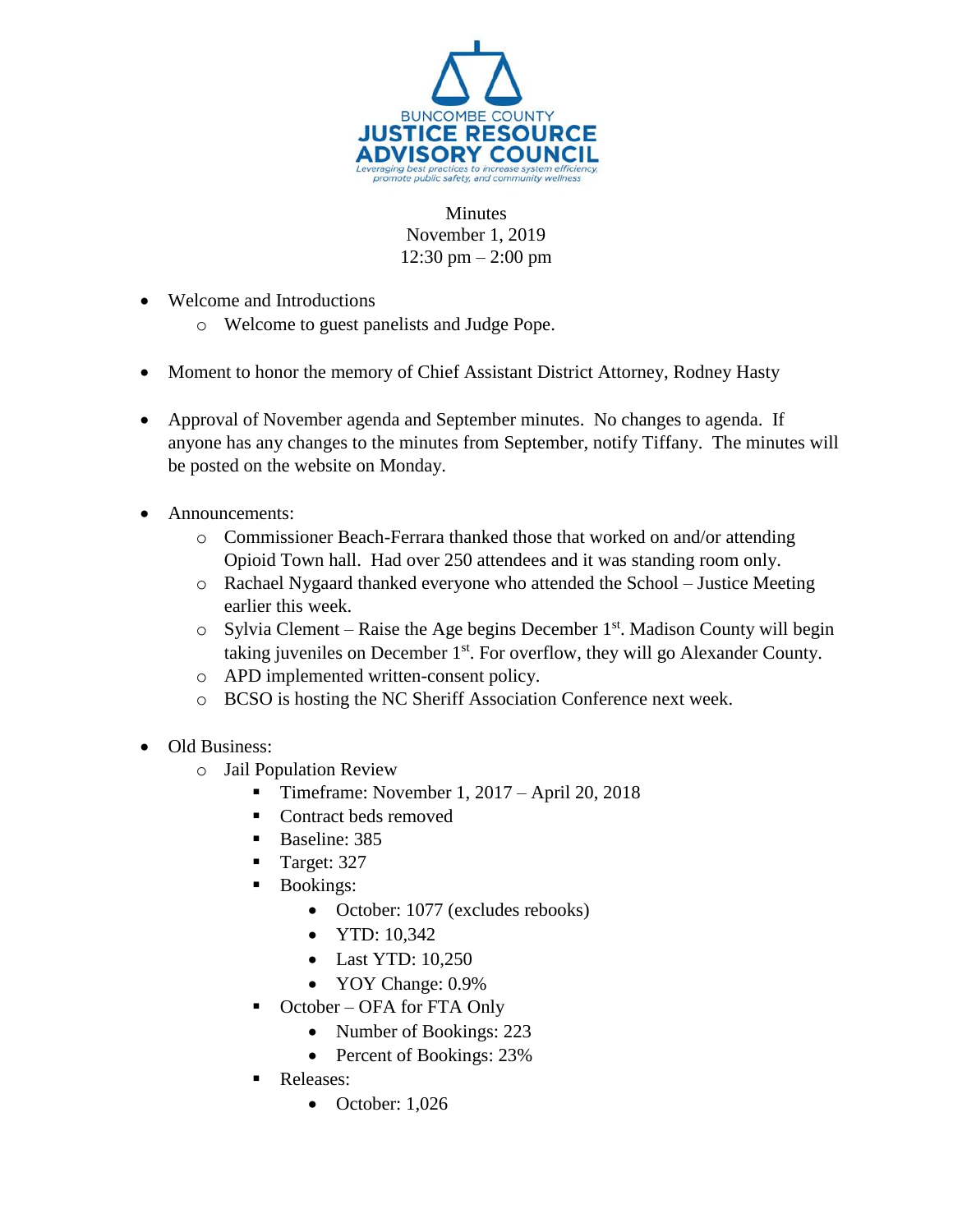BUNCOMBE COUNTY
# JUSTICE RESOURCE ADVISORY COUNCIL
*Leveraging best practices to increase system efficiency, promote public safety, and community wellness*

Minutes
November 1, 2019
12:30 pm – 2:00 pm

- Welcome and Introductions
  - Welcome to guest panelists and Judge Pope.

- Moment to honor the memory of Chief Assistant District Attorney, Rodney Hasty

- Approval of November agenda and September minutes. No changes to agenda. If anyone has any changes to the minutes from September, notify Tiffany. The minutes will be posted on the website on Monday.

- Announcements:
  - Commissioner Beach-Ferrara thanked those that worked on and/or attending Opioid Town hall. Had over 250 attendees and it was standing room only.
  - Rachael Nygaard thanked everyone who attended the School – Justice Meeting earlier this week.
  - Sylvia Clement – Raise the Age begins December 1st. Madison County will begin taking juveniles on December 1st. For overflow, they will go Alexander County.
  - APD implemented written-consent policy.
  - BCSO is hosting the NC Sheriff Association Conference next week.

- Old Business:
  - Jail Population Review
    - Timeframe: November 1, 2017 – April 20, 2018
    - Contract beds removed
    - Baseline: 385
    - Target: 327
    - Bookings:
      - October: 1077 (excludes rebooks)
      - YTD: 10,342
      - Last YTD: 10,250
      - YOY Change: 0.9%
    - October – OFA for FTA Only
      - Number of Bookings: 223
      - Percent of Bookings: 23%
    - Releases:
      - October: 1,026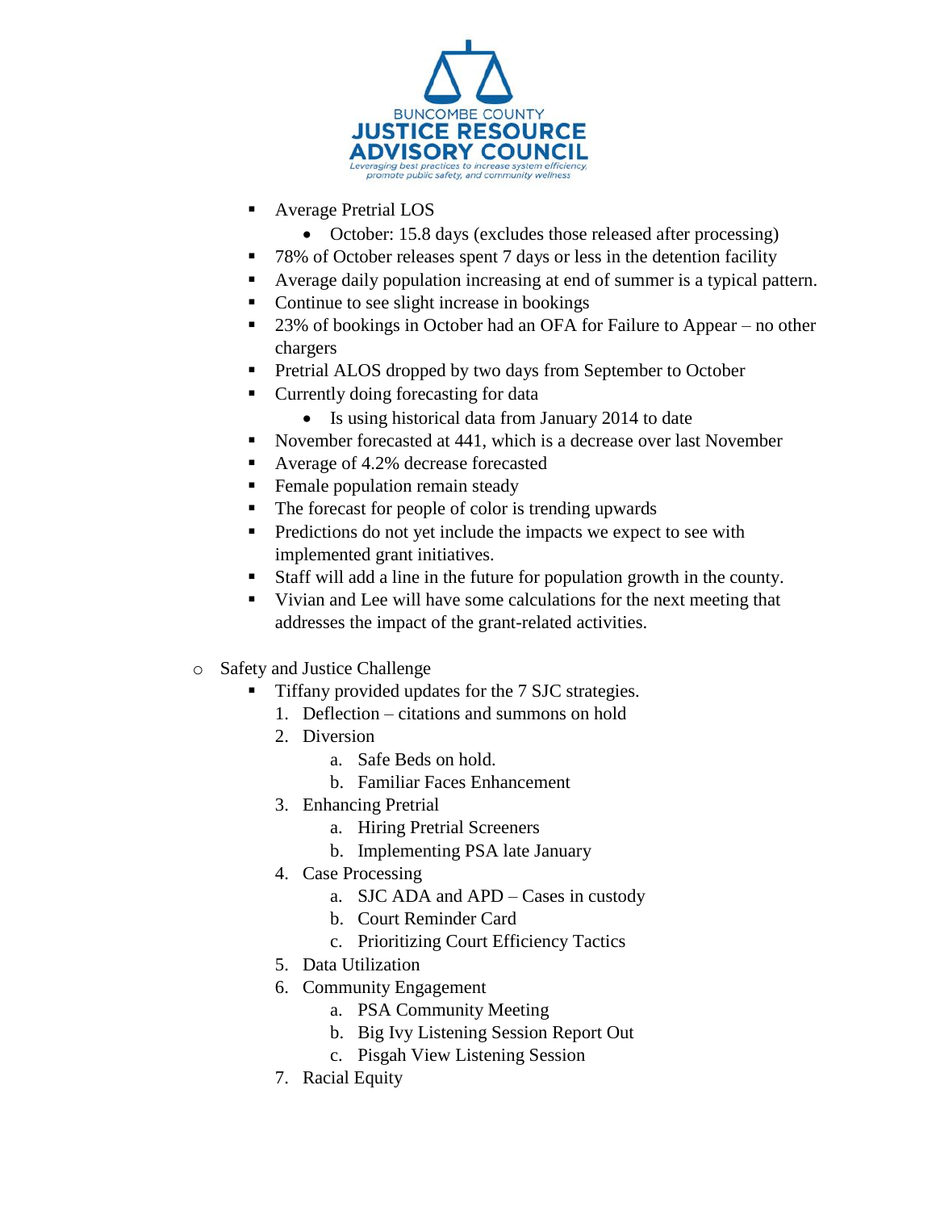- Average Pretrial LOS
  - October: 15.8 days (excludes those released after processing)
- 78% of October releases spent 7 days or less in the detention facility
- Average daily population increasing at end of summer is a typical pattern.
- Continue to see slight increase in bookings
- 23% of bookings in October had an OFA for Failure to Appear – no other chargers
- Pretrial ALOS dropped by two days from September to October
- Currently doing forecasting for data
  - Is using historical data from January 2014 to date
- November forecasted at 441, which is a decrease over last November
- Average of 4.2% decrease forecasted
- Female population remain steady
- The forecast for people of color is trending upwards
- Predictions do not yet include the impacts we expect to see with implemented grant initiatives.
- Staff will add a line in the future for population growth in the county.
- Vivian and Lee will have some calculations for the next meeting that addresses the impact of the grant-related activities.

- Safety and Justice Challenge
  - Tiffany provided updates for the 7 SJC strategies.
    1. Deflection – citations and summons on hold
    2. Diversion
       a. Safe Beds on hold.
       b. Familiar Faces Enhancement
    3. Enhancing Pretrial
       a. Hiring Pretrial Screeners
       b. Implementing PSA late January
    4. Case Processing
       a. SJC ADA and APD – Cases in custody
       b. Court Reminder Card
       c. Prioritizing Court Efficiency Tactics
    5. Data Utilization
    6. Community Engagement
       a. PSA Community Meeting
       b. Big Ivy Listening Session Report Out
       c. Pisgah View Listening Session
    7. Racial Equity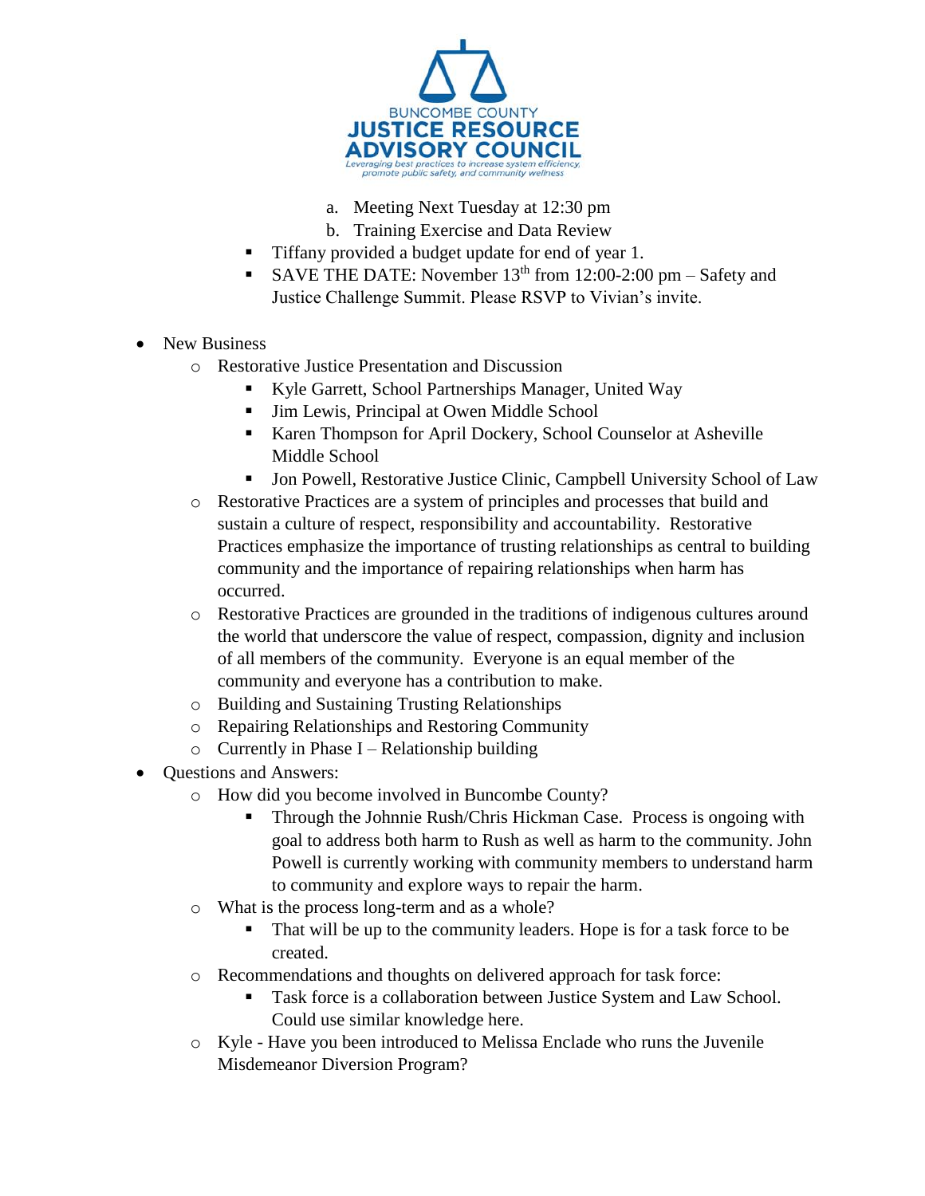a. Meeting Next Tuesday at 12:30 pm
b. Training Exercise and Data Review

- Tiffany provided a budget update for end of year 1.
- SAVE THE DATE: November 13th from 12:00-2:00 pm – Safety and Justice Challenge Summit. Please RSVP to Vivian's invite.

- New Business
  - Restorative Justice Presentation and Discussion
    - Kyle Garrett, School Partnerships Manager, United Way
    - Jim Lewis, Principal at Owen Middle School
    - Karen Thompson for April Dockery, School Counselor at Asheville Middle School
    - Jon Powell, Restorative Justice Clinic, Campbell University School of Law
  - Restorative Practices are a system of principles and processes that build and sustain a culture of respect, responsibility and accountability. Restorative Practices emphasize the importance of trusting relationships as central to building community and the importance of repairing relationships when harm has occurred.
  - Restorative Practices are grounded in the traditions of indigenous cultures around the world that underscore the value of respect, compassion, dignity and inclusion of all members of the community. Everyone is an equal member of the community and everyone has a contribution to make.
  - Building and Sustaining Trusting Relationships
  - Repairing Relationships and Restoring Community
  - Currently in Phase I – Relationship building
- Questions and Answers:
  - How did you become involved in Buncombe County?
    - Through the Johnnie Rush/Chris Hickman Case. Process is ongoing with goal to address both harm to Rush as well as harm to the community. John Powell is currently working with community members to understand harm to community and explore ways to repair the harm.
  - What is the process long-term and as a whole?
    - That will be up to the community leaders. Hope is for a task force to be created.
  - Recommendations and thoughts on delivered approach for task force:
    - Task force is a collaboration between Justice System and Law School. Could use similar knowledge here.
  - Kyle - Have you been introduced to Melissa Enclade who runs the Juvenile Misdemeanor Diversion Program?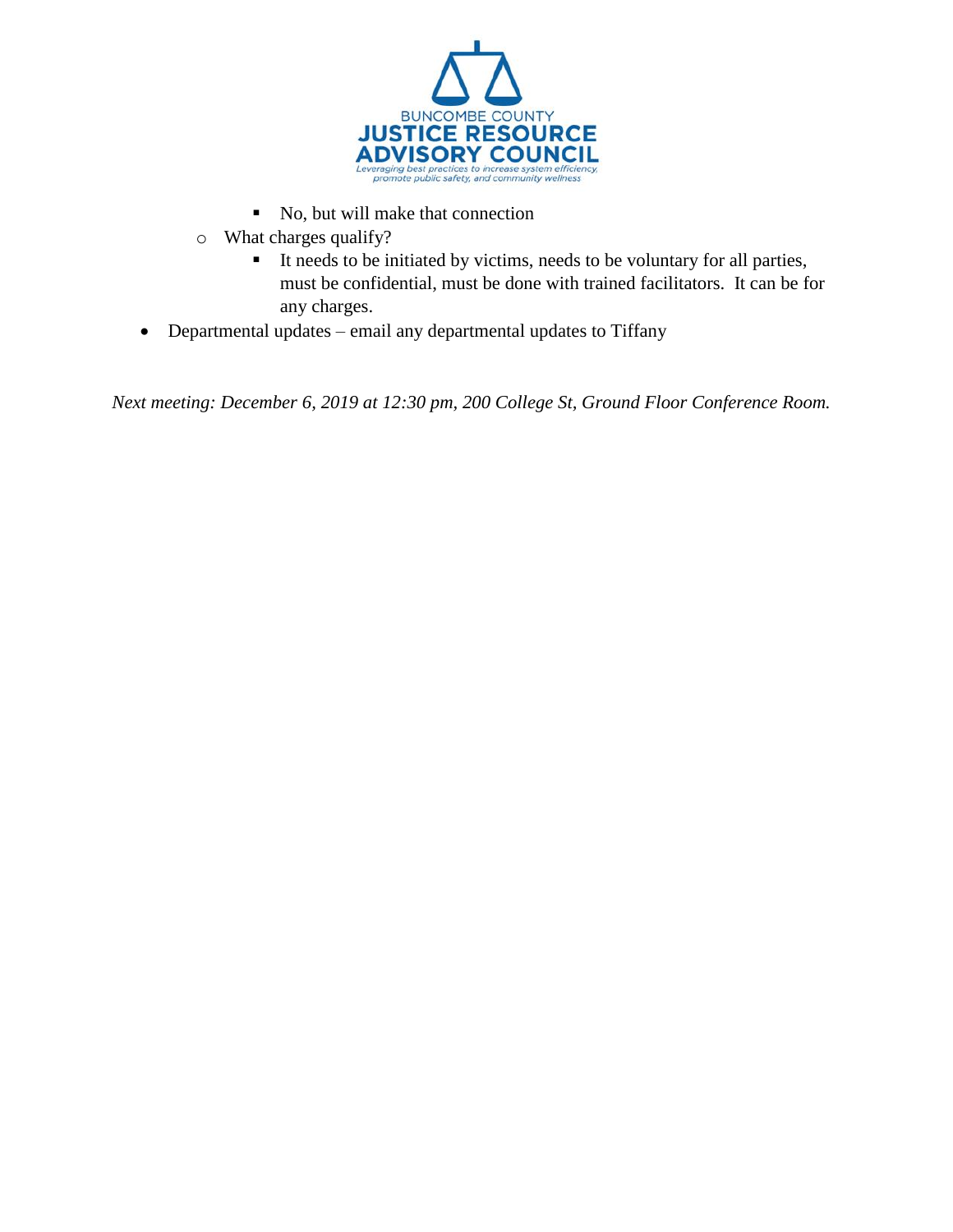- No, but will make that connection
  - What charges qualify?
    - It needs to be initiated by victims, needs to be voluntary for all parties, must be confidential, must be done with trained facilitators. It can be for any charges.
- Departmental updates – email any departmental updates to Tiffany

*Next meeting: December 6, 2019 at 12:30 pm, 200 College St, Ground Floor Conference Room.*